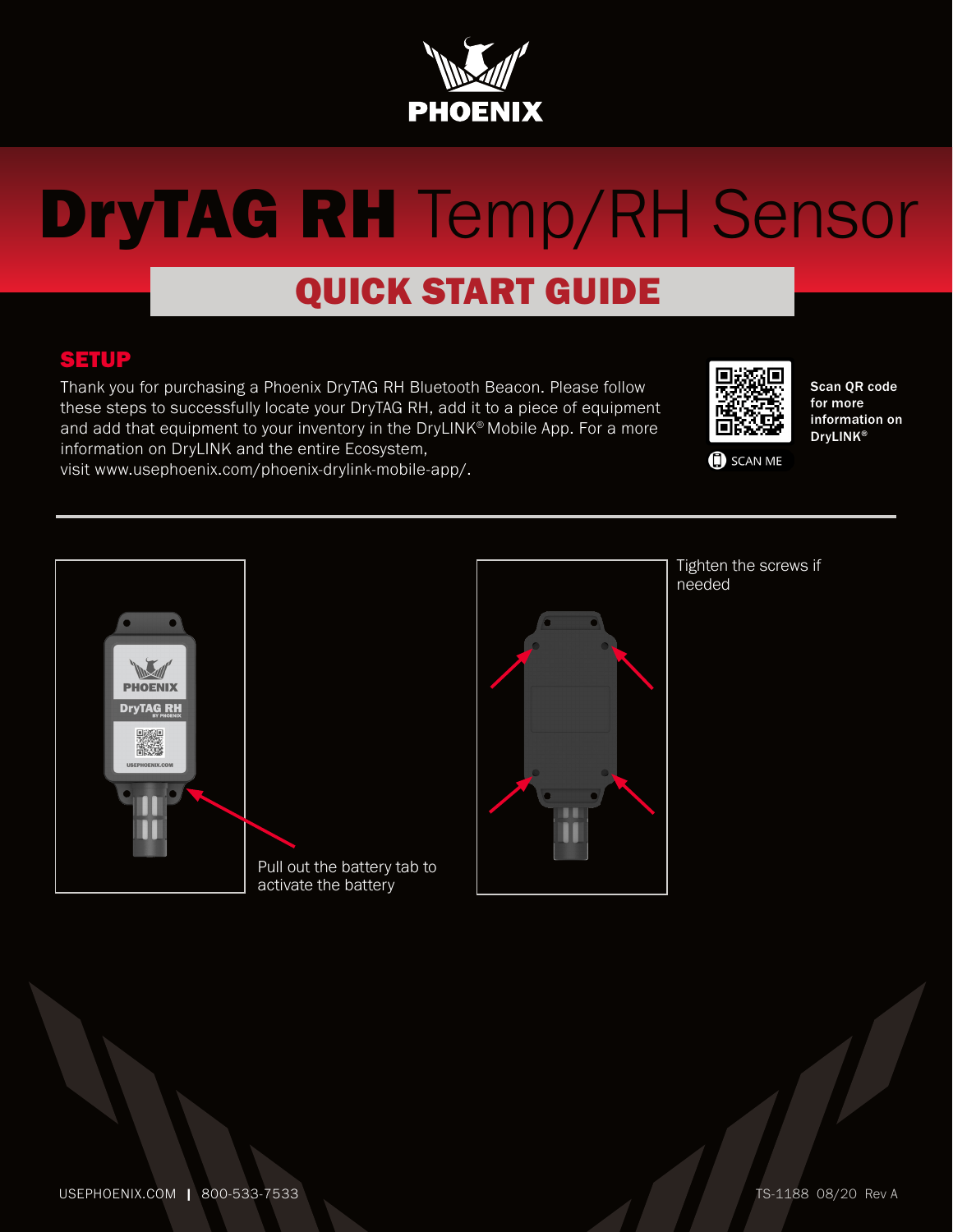# DryTAG RH Temp/RH Sensor

## QUICK START GUIDE

### SETUP

Thank you for purchasing a Phoenix DryTAG RH Bluetooth Beacon. Please follow these steps to successfully locate your DryTAG RH, add it to a piece of equipment and add that equipment to your inventory in the DryLINK® Mobile App. For a more information on DryLINK and the entire Ecosystem, visit www.usephoenix.com/phoenix-drylink-mobile-app/.

**Scan QR code for more information on DryLINK®**

SCAN ME

Pull out the battery tab to activate the battery

Tighten the screws if needed

USEPHOENIX.COM | 800-533-7533

TS-1188 08/20 Rev A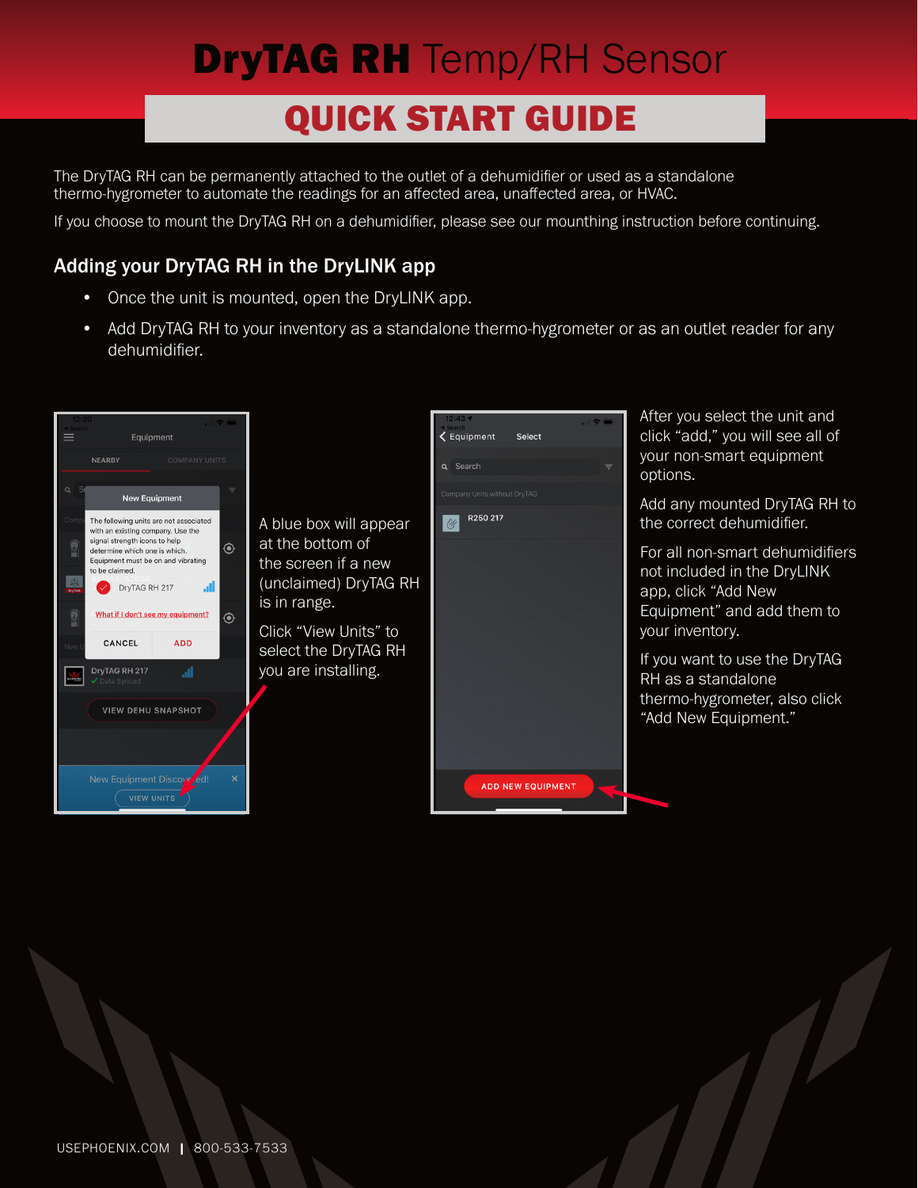# **DryTAG RH** Temp/RH Sensor

## QUICK START GUIDE

The DryTAG RH can be permanently attached to the outlet of a dehumidifier or used as a standalone thermo-hygrometer to automate the readings for an affected area, unaffected area, or HVAC.

If you choose to mount the DryTAG RH on a dehumidifier, please see our mounthing instruction before continuing.

### Adding your DryTAG RH in the DryLINK app

- Once the unit is mounted, open the DryLINK app.
- Add DryTAG RH to your inventory as a standalone thermo-hygrometer or as an outlet reader for any dehumidifier.

A blue box will appear at the bottom of the screen if a new (unclaimed) DryTAG RH is in range.

Click "View Units" to select the DryTAG RH you are installing.

After you select the unit and click "add," you will see all of your non-smart equipment options.

Add any mounted DryTAG RH to the correct dehumidifier.

For all non-smart dehumidifiers not included in the DryLINK app, click "Add New Equipment" and add them to your inventory.

If you want to use the DryTAG RH as a standalone thermo-hygrometer, also click "Add New Equipment."

USEPHOENIX.COM | 800-533-7533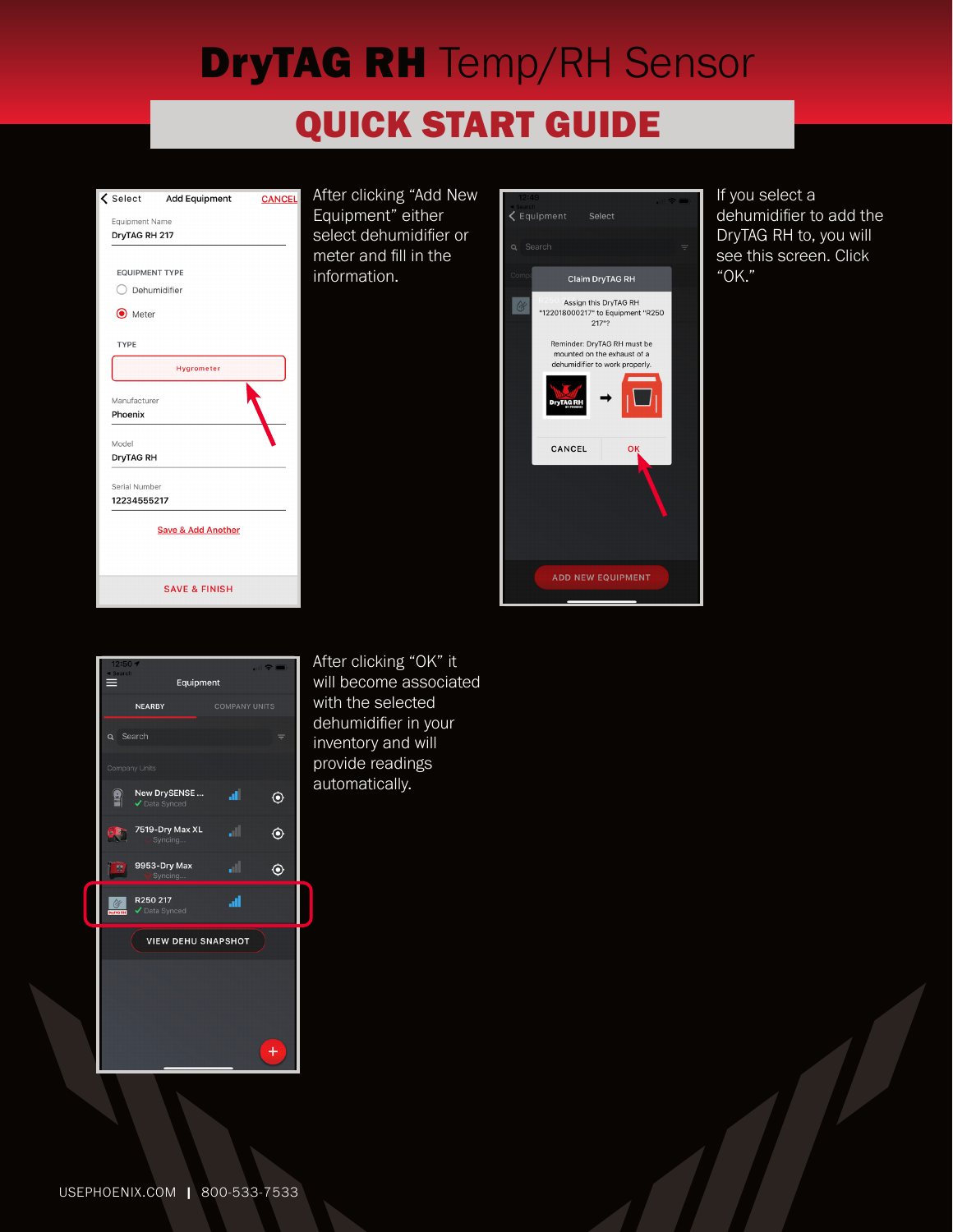# DryTAG RH Temp/RH Sensor

## QUICK START GUIDE

After clicking "Add New Equipment" either select dehumidifier or meter and fill in the information.

If you select a dehumidifier to add the DryTAG RH to, you will see this screen. Click "OK."

After clicking "OK" it will become associated with the selected dehumidifier in your inventory and will provide readings automatically.

USEPHOENIX.COM | 800-533-7533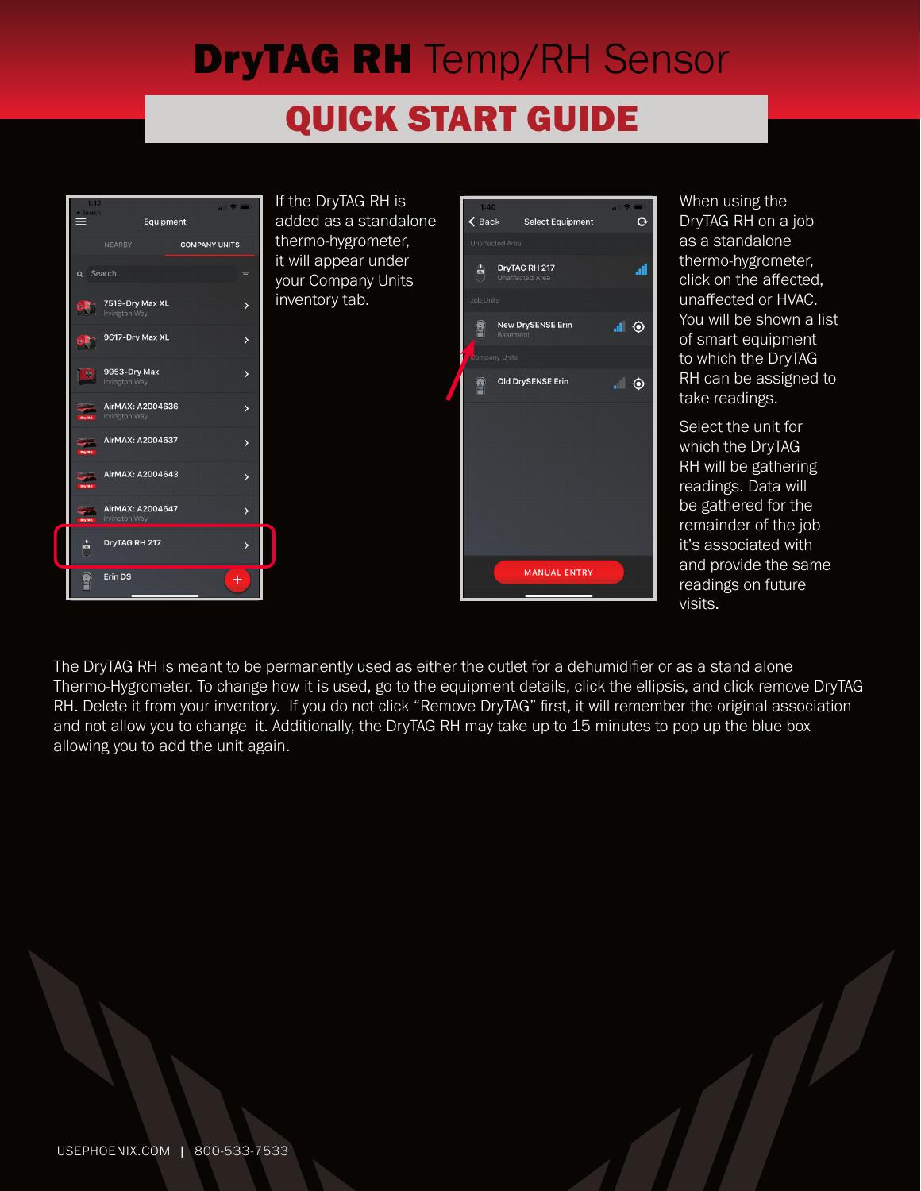# DryTAG RH Temp/RH Sensor

## QUICK START GUIDE

If the DryTAG RH is added as a standalone thermo-hygrometer, it will appear under your Company Units inventory tab.

When using the DryTAG RH on a job as a standalone thermo-hygrometer, click on the affected, unaffected or HVAC. You will be shown a list of smart equipment to which the DryTAG RH can be assigned to take readings.

Select the unit for which the DryTAG RH will be gathering readings. Data will be gathered for the remainder of the job it's associated with and provide the same readings on future visits.

The DryTAG RH is meant to be permanently used as either the outlet for a dehumidifier or as a stand alone Thermo-Hygrometer. To change how it is used, go to the equipment details, click the ellipsis, and click remove DryTAG RH. Delete it from your inventory. If you do not click "Remove DryTAG" first, it will remember the original association and not allow you to change it. Additionally, the DryTAG RH may take up to 15 minutes to pop up the blue box allowing you to add the unit again.

USEPHOENIX.COM | 800-533-7533